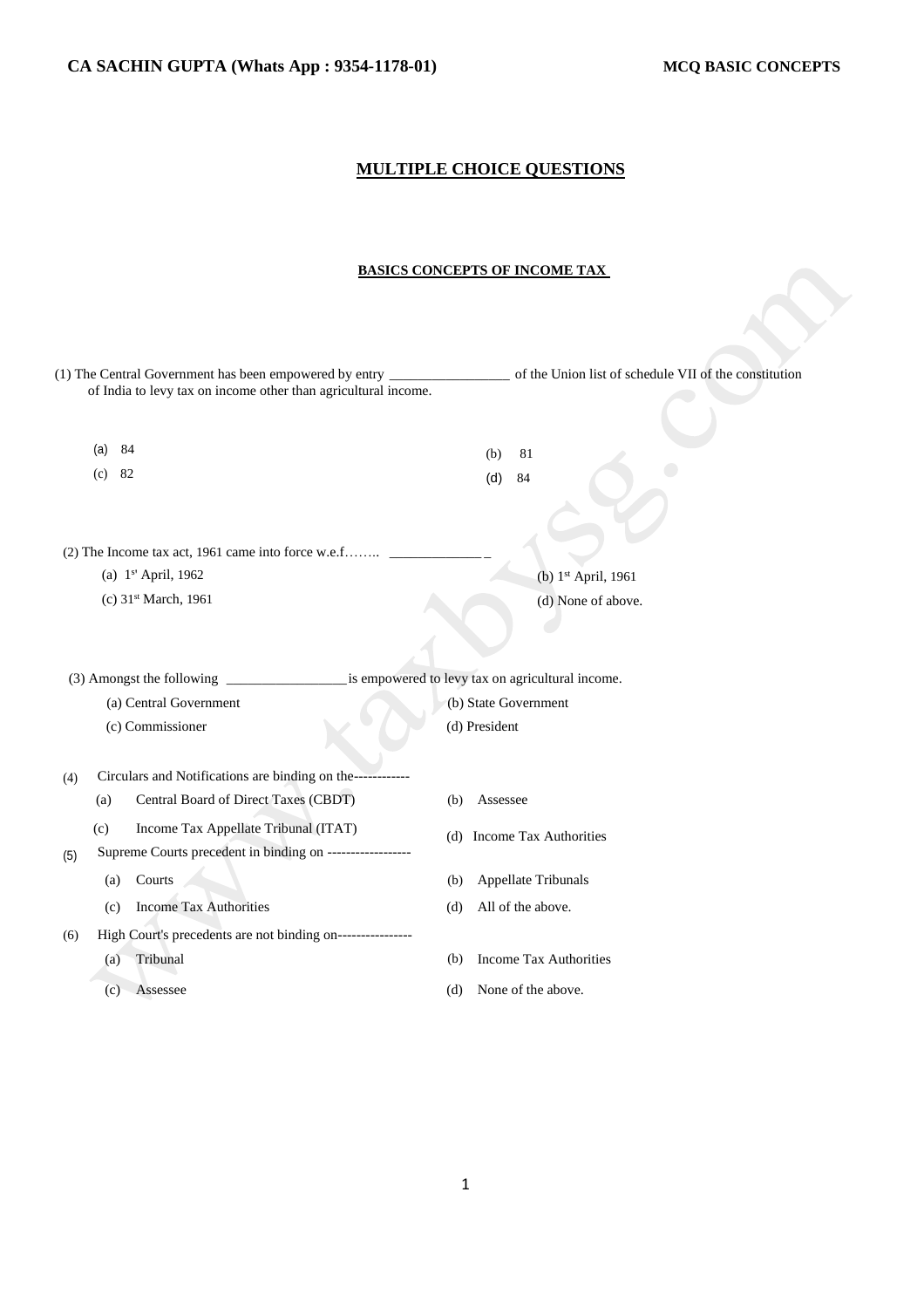## MULTIPLE CHOICE QUESTIONS

### BASICS CONCEPTS OF INCOME TAX

(1) The Central Government has been empowered by entry _________________ of the Union list of schedule VII of the constitution of India to levy tax on income other than agricultural income.

(a) 84
(b) 81
(c) 82
(d) 84

(2) The Income tax act, 1961 came into force w.e.f…….. _____________

(a) 1st April, 1962
(b) 1st April, 1961
(c) 31st March, 1961
(d) None of above.

(3) Amongst the following _________________ is empowered to levy tax on agricultural income.

(a) Central Government
(b) State Government
(c) Commissioner
(d) President

(4) Circulars and Notifications are binding on the------------

(a) Central Board of Direct Taxes (CBDT)
(b) Assessee
(c) Income Tax Appellate Tribunal (ITAT)
(d) Income Tax Authorities

(5) Supreme Courts precedent in binding on ------------------

(a) Courts
(b) Appellate Tribunals
(c) Income Tax Authorities
(d) All of the above.

(6) High Court's precedents are not binding on----------------

(a) Tribunal
(b) Income Tax Authorities
(c) Assessee
(d) None of the above.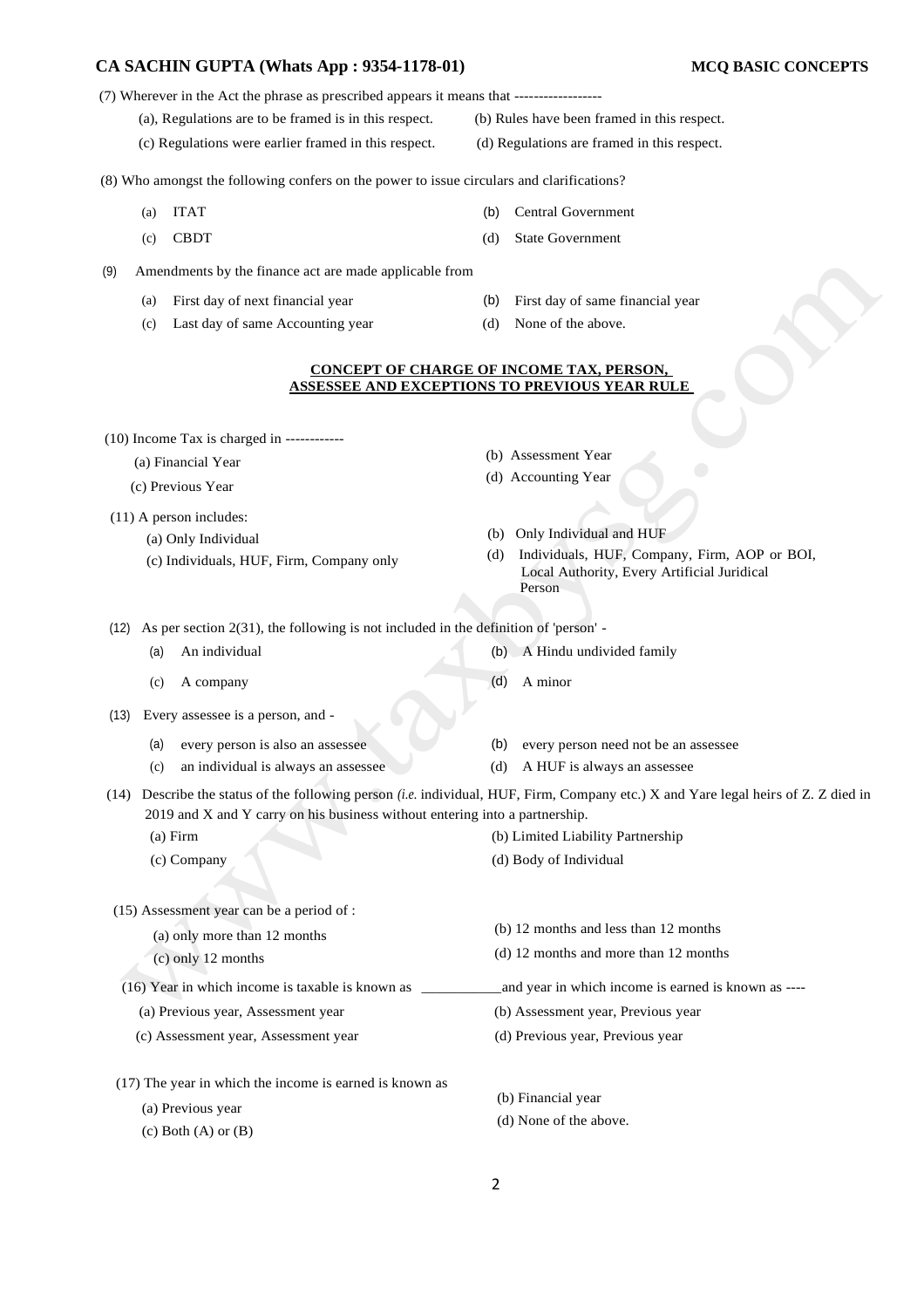(7) Wherever in the Act the phrase as prescribed appears it means that ------------------

(a), Regulations are to be framed is in this respect.
(b) Rules have been framed in this respect.
(c) Regulations were earlier framed in this respect.
(d) Regulations are framed in this respect.

(8) Who amongst the following confers on the power to issue circulars and clarifications?

(a) ITAT
(b) Central Government
(c) CBDT
(d) State Government

(9) Amendments by the finance act are made applicable from

(a) First day of next financial year
(b) First day of same financial year
(c) Last day of same Accounting year
(d) None of the above.

## CONCEPT OF CHARGE OF INCOME TAX, PERSON, ASSESSEE AND EXCEPTIONS TO PREVIOUS YEAR RULE

(10) Income Tax is charged in ------------

(a) Financial Year
(b) Assessment Year
(c) Previous Year
(d) Accounting Year

(11) A person includes:

(a) Only Individual
(b) Only Individual and HUF
(c) Individuals, HUF, Firm, Company only
(d) Individuals, HUF, Company, Firm, AOP or BOI, Local Authority, Every Artificial Juridical Person

(12) As per section 2(31), the following is not included in the definition of 'person' -

(a) An individual
(b) A Hindu undivided family
(c) A company
(d) A minor

(13) Every assessee is a person, and -

(a) every person is also an assessee
(b) every person need not be an assessee
(c) an individual is always an assessee
(d) A HUF is always an assessee

(14) Describe the status of the following person (*i.e.* individual, HUF, Firm, Company etc.) X and Yare legal heirs of Z. Z died in 2019 and X and Y carry on his business without entering into a partnership.

(a) Firm
(b) Limited Liability Partnership
(c) Company
(d) Body of Individual

(15) Assessment year can be a period of :

(a) only more than 12 months
(b) 12 months and less than 12 months
(c) only 12 months
(d) 12 months and more than 12 months

(16) Year in which income is taxable is known as ___________and year in which income is earned is known as ----

(a) Previous year, Assessment year
(b) Assessment year, Previous year
(c) Assessment year, Assessment year
(d) Previous year, Previous year

(17) The year in which the income is earned is known as

(a) Previous year
(b) Financial year
(c) Both (A) or (B)
(d) None of the above.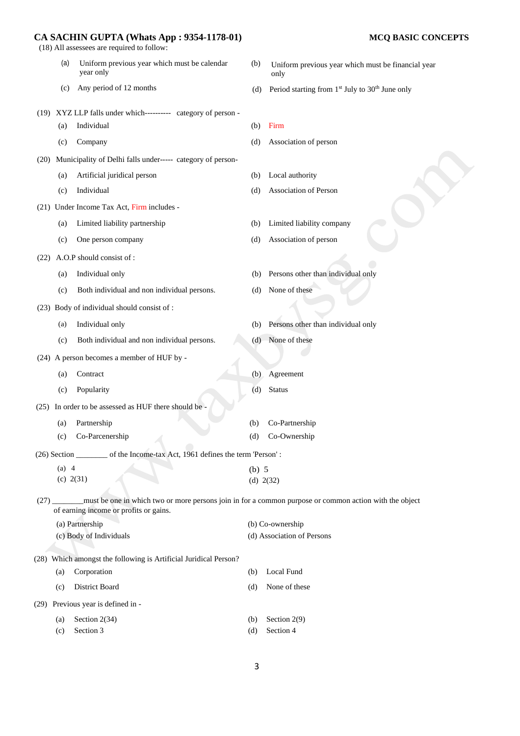(18) All assessees are required to follow:

- (a) Uniform previous year which must be calendar year only
- (b) Uniform previous year which must be financial year only
- (c) Any period of 12 months
- (d) Period starting from 1st July to 30th June only

(19) XYZ LLP falls under which---------- category of person -

- (a) Individual
- (b) Firm
- (c) Company
- (d) Association of person

(20) Municipality of Delhi falls under----- category of person-

- (a) Artificial juridical person
- (b) Local authority
- (c) Individual
- (d) Association of Person

(21) Under Income Tax Act, Firm includes -

- (a) Limited liability partnership
- (b) Limited liability company
- (c) One person company
- (d) Association of person

(22) A.O.P should consist of :

- (a) Individual only
- (b) Persons other than individual only
- (c) Both individual and non individual persons.
- (d) None of these

(23) Body of individual should consist of :

- (a) Individual only
- (b) Persons other than individual only
- (c) Both individual and non individual persons.
- (d) None of these

(24) A person becomes a member of HUF by -

- (a) Contract
- (b) Agreement
- (c) Popularity
- (d) Status

(25) In order to be assessed as HUF there should be -

- (a) Partnership
- (b) Co-Partnership
- (c) Co-Parcenership
- (d) Co-Ownership

(26) Section ________ of the Income-tax Act, 1961 defines the term 'Person' :

- (a) 4
- (b) 5
- (c) 2(31)
- (d) 2(32)

(27) ________must be one in which two or more persons join in for a common purpose or common action with the object of earning income or profits or gains.

- (a) Partnership
- (b) Co-ownership
- (c) Body of Individuals
- (d) Association of Persons

(28) Which amongst the following is Artificial Juridical Person?

- (a) Corporation
- (b) Local Fund
- (c) District Board
- (d) None of these

(29) Previous year is defined in -

- (a) Section 2(34)
- (b) Section 2(9)
- (c) Section 3
- (d) Section 4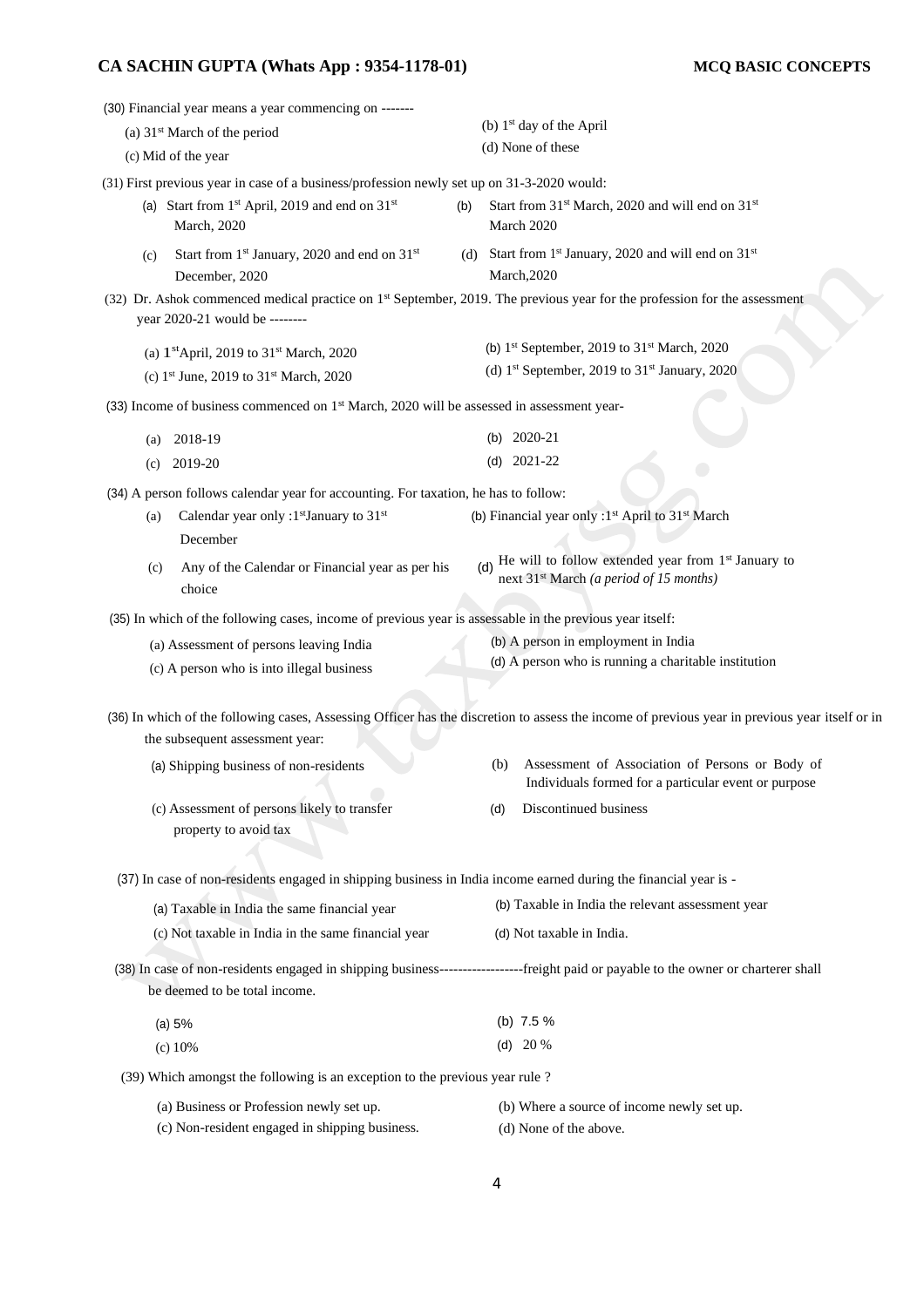(30) Financial year means a year commencing on -------

(a) 31st March of the period
(b) 1st day of the April
(c) Mid of the year
(d) None of these

(31) First previous year in case of a business/profession newly set up on 31-3-2020 would:

(a) Start from 1st April, 2019 and end on 31st March, 2020
(b) Start from 31st March, 2020 and will end on 31st March 2020
(c) Start from 1st January, 2020 and end on 31st December, 2020
(d) Start from 1st January, 2020 and will end on 31st March,2020

(32) Dr. Ashok commenced medical practice on 1st September, 2019. The previous year for the profession for the assessment year 2020-21 would be --------

(a) 1st April, 2019 to 31st March, 2020
(b) 1st September, 2019 to 31st March, 2020
(c) 1st June, 2019 to 31st March, 2020
(d) 1st September, 2019 to 31st January, 2020

(33) Income of business commenced on 1st March, 2020 will be assessed in assessment year-

(a) 2018-19
(b) 2020-21
(c) 2019-20
(d) 2021-22

(34) A person follows calendar year for accounting. For taxation, he has to follow:

(a) Calendar year only :1st January to 31st December
(b) Financial year only :1st April to 31st March
(c) Any of the Calendar or Financial year as per his choice
(d) He will to follow extended year from 1st January to next 31st March *(a period of 15 months)*

(35) In which of the following cases, income of previous year is assessable in the previous year itself:

(a) Assessment of persons leaving India
(b) A person in employment in India
(c) A person who is into illegal business
(d) A person who is running a charitable institution

(36) In which of the following cases, Assessing Officer has the discretion to assess the income of previous year in previous year itself or in the subsequent assessment year:

(a) Shipping business of non-residents
(b) Assessment of Association of Persons or Body of Individuals formed for a particular event or purpose
(c) Assessment of persons likely to transfer property to avoid tax
(d) Discontinued business

(37) In case of non-residents engaged in shipping business in India income earned during the financial year is -

(a) Taxable in India the same financial year
(b) Taxable in India the relevant assessment year
(c) Not taxable in India in the same financial year
(d) Not taxable in India.

(38) In case of non-residents engaged in shipping business------------------freight paid or payable to the owner or charterer shall be deemed to be total income.

(a) 5%
(b) 7.5 %
(c) 10%
(d) 20 %

(39) Which amongst the following is an exception to the previous year rule ?

(a) Business or Profession newly set up.
(b) Where a source of income newly set up.
(c) Non-resident engaged in shipping business.
(d) None of the above.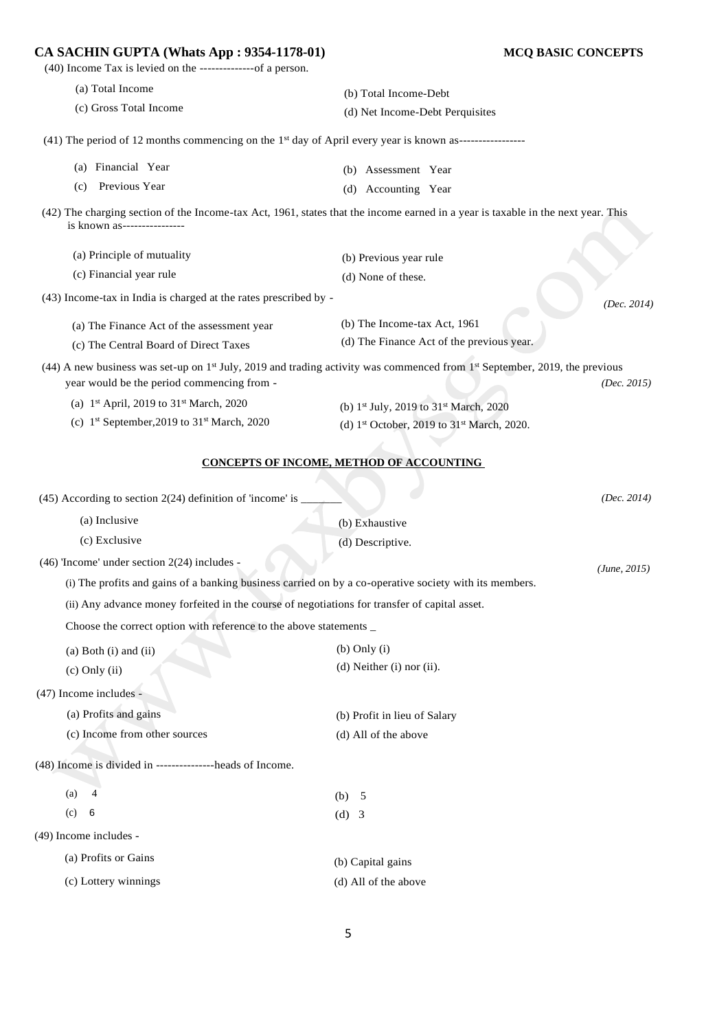(40) Income Tax is levied on the --------------of a person.

(a) Total Income
(b) Total Income-Debt
(c) Gross Total Income
(d) Net Income-Debt Perquisites

(41) The period of 12 months commencing on the 1st day of April every year is known as-----------------

(a) Financial Year
(b) Assessment Year
(c) Previous Year
(d) Accounting Year

(42) The charging section of the Income-tax Act, 1961, states that the income earned in a year is taxable in the next year. This is known as----------------

(a) Principle of mutuality
(b) Previous year rule
(c) Financial year rule
(d) None of these.

(43) Income-tax in India is charged at the rates prescribed by - *(Dec. 2014)*

(a) The Finance Act of the assessment year
(b) The Income-tax Act, 1961
(c) The Central Board of Direct Taxes
(d) The Finance Act of the previous year.

(44) A new business was set-up on 1st July, 2019 and trading activity was commenced from 1st September, 2019, the previous year would be the period commencing from - *(Dec. 2015)*

(a) 1st April, 2019 to 31st March, 2020
(b) 1st July, 2019 to 31st March, 2020
(c) 1st September,2019 to 31st March, 2020
(d) 1st October, 2019 to 31st March, 2020.

## CONCEPTS OF INCOME, METHOD OF ACCOUNTING

(45) According to section 2(24) definition of 'income' is _______ *(Dec. 2014)*

(a) Inclusive
(b) Exhaustive
(c) Exclusive
(d) Descriptive.

(46) 'Income' under section 2(24) includes - *(June, 2015)*

(i) The profits and gains of a banking business carried on by a co-operative society with its members.

(ii) Any advance money forfeited in the course of negotiations for transfer of capital asset.

Choose the correct option with reference to the above statements _

(a) Both (i) and (ii)
(b) Only (i)
(c) Only (ii)
(d) Neither (i) nor (ii).

(47) Income includes -

(a) Profits and gains
(b) Profit in lieu of Salary
(c) Income from other sources
(d) All of the above

(48) Income is divided in ---------------heads of Income.

(a) 4
(b) 5
(c) 6
(d) 3

(49) Income includes -

(a) Profits or Gains
(b) Capital gains
(c) Lottery winnings
(d) All of the above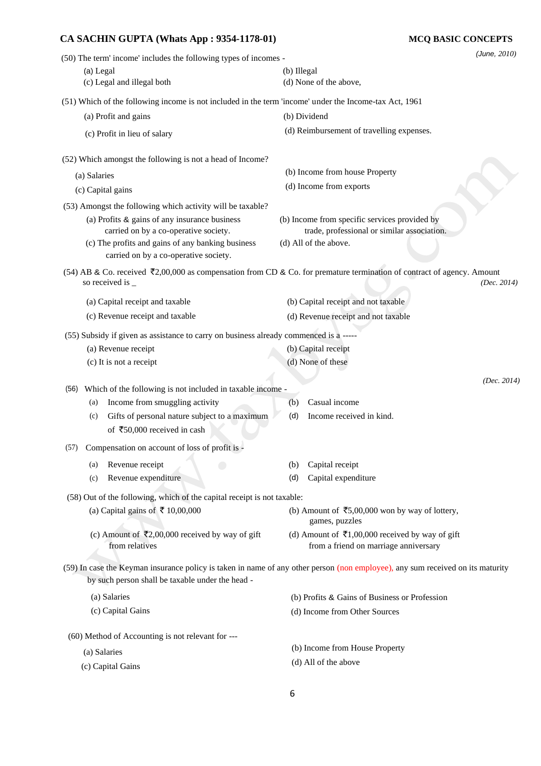(50) The term' income' includes the following types of incomes - *(June, 2010)*

(a) Legal
(b) Illegal
(c) Legal and illegal both
(d) None of the above,

(51) Which of the following income is not included in the term 'income' under the Income-tax Act, 1961

(a) Profit and gains
(b) Dividend
(c) Profit in lieu of salary
(d) Reimbursement of travelling expenses.

(52) Which amongst the following is not a head of Income?

(a) Salaries
(b) Income from house Property
(c) Capital gains
(d) Income from exports

(53) Amongst the following which activity will be taxable?

(a) Profits & gains of any insurance business carried on by a co-operative society.
(b) Income from specific services provided by trade, professional or similar association.
(c) The profits and gains of any banking business carried on by a co-operative society.
(d) All of the above.

(54) AB & Co. received ₹2,00,000 as compensation from CD & Co. for premature termination of contract of agency. Amount so received is _ *(Dec. 2014)*

(a) Capital receipt and taxable
(b) Capital receipt and not taxable
(c) Revenue receipt and taxable
(d) Revenue receipt and not taxable

(55) Subsidy if given as assistance to carry on business already commenced is a -----

(a) Revenue receipt
(b) Capital receipt
(c) It is not a receipt
(d) None of these

(56) Which of the following is not included in taxable income - *(Dec. 2014)*

(a) Income from smuggling activity
(b) Casual income
(c) Gifts of personal nature subject to a maximum of ₹50,000 received in cash
(d) Income received in kind.

(57) Compensation on account of loss of profit is -

(a) Revenue receipt
(b) Capital receipt
(c) Revenue expenditure
(d) Capital expenditure

(58) Out of the following, which of the capital receipt is not taxable:

(a) Capital gains of ₹ 10,00,000
(b) Amount of ₹5,00,000 won by way of lottery, games, puzzles
(c) Amount of ₹2,00,000 received by way of gift from relatives
(d) Amount of ₹1,00,000 received by way of gift from a friend on marriage anniversary

(59) In case the Keyman insurance policy is taken in name of any other person (non employee), any sum received on its maturity by such person shall be taxable under the head -

(a) Salaries
(b) Profits & Gains of Business or Profession
(c) Capital Gains
(d) Income from Other Sources

(60) Method of Accounting is not relevant for ---

(a) Salaries
(b) Income from House Property
(c) Capital Gains
(d) All of the above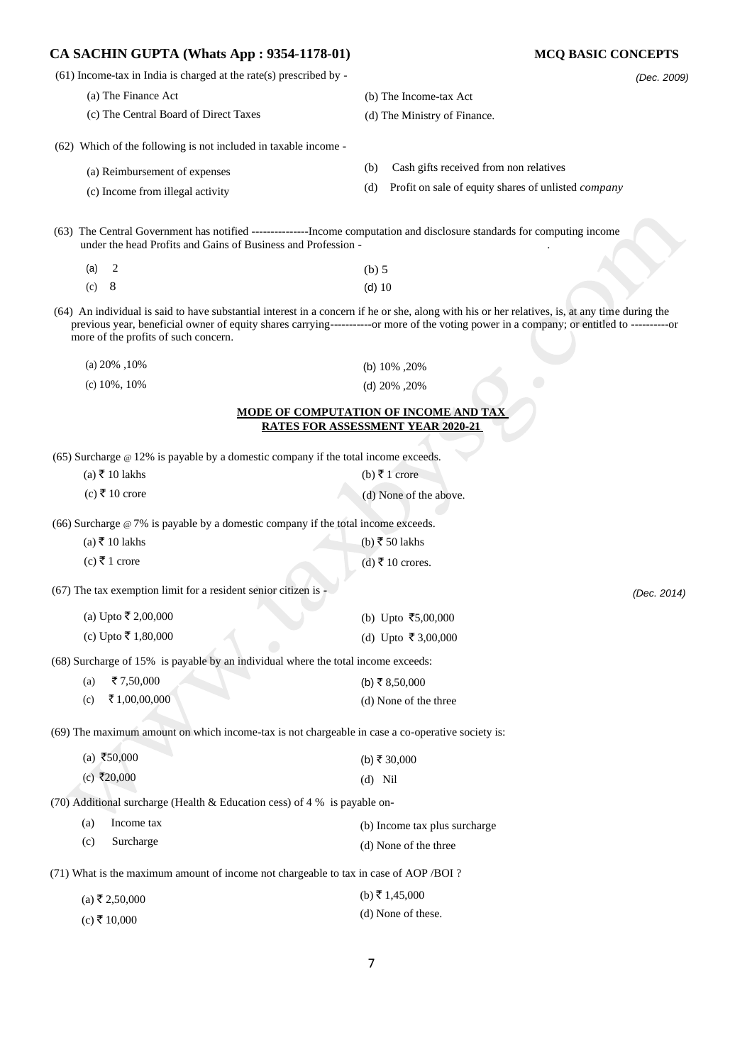(61) Income-tax in India is charged at the rate(s) prescribed by - *(Dec. 2009)*

(a) The Finance Act
(b) The Income-tax Act
(c) The Central Board of Direct Taxes
(d) The Ministry of Finance.

(62) Which of the following is not included in taxable income -

(a) Reimbursement of expenses
(b) Cash gifts received from non relatives
(c) Income from illegal activity
(d) Profit on sale of equity shares of unlisted *company*

(63) The Central Government has notified ---------------Income computation and disclosure standards for computing income under the head Profits and Gains of Business and Profession -

(a) 2
(b) 5
(c) 8
(d) 10

(64) An individual is said to have substantial interest in a concern if he or she, along with his or her relatives, is, at any time during the previous year, beneficial owner of equity shares carrying-----------or more of the voting power in a company; or entitled to ----------or more of the profits of such concern.

(a) 20% ,10%
(b) 10% ,20%
(c) 10%, 10%
(d) 20% ,20%

## MODE OF COMPUTATION OF INCOME AND TAX RATES FOR ASSESSMENT YEAR 2020-21

(65) Surcharge @ 12% is payable by a domestic company if the total income exceeds.

(a) ₹ 10 lakhs
(b) ₹ 1 crore
(c) ₹ 10 crore
(d) None of the above.

(66) Surcharge @ 7% is payable by a domestic company if the total income exceeds.

(a) ₹ 10 lakhs
(b) ₹ 50 lakhs
(c) ₹ 1 crore
(d) ₹ 10 crores.

(67) The tax exemption limit for a resident senior citizen is - *(Dec. 2014)*

(a) Upto ₹ 2,00,000
(b) Upto ₹5,00,000
(c) Upto ₹ 1,80,000
(d) Upto ₹ 3,00,000

(68) Surcharge of 15% is payable by an individual where the total income exceeds:

(a) ₹ 7,50,000
(b) ₹ 8,50,000
(c) ₹ 1,00,00,000
(d) None of the three

(69) The maximum amount on which income-tax is not chargeable in case a co-operative society is:

(a) ₹50,000
(b) ₹ 30,000
(c) ₹20,000
(d) Nil

(70) Additional surcharge (Health & Education cess) of 4 % is payable on-

(a) Income tax
(b) Income tax plus surcharge
(c) Surcharge
(d) None of the three

(71) What is the maximum amount of income not chargeable to tax in case of AOP /BOI ?

(a) ₹ 2,50,000
(b) ₹ 1,45,000
(c) ₹ 10,000
(d) None of these.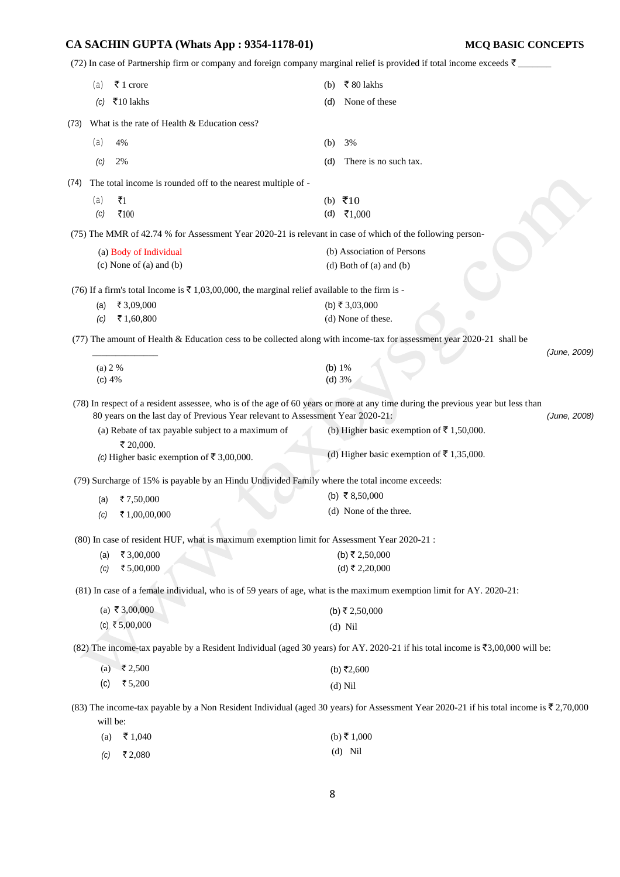(72) In case of Partnership firm or company and foreign company marginal relief is provided if total income exceeds ₹ _______

(a) ₹ 1 crore
(b) ₹ 80 lakhs
(c) ₹10 lakhs
(d) None of these

(73) What is the rate of Health & Education cess?

(a) 4%
(b) 3%
(c) 2%
(d) There is no such tax.

(74) The total income is rounded off to the nearest multiple of -

(a) ₹1
(b) ₹10
(c) ₹100
(d) ₹1,000

(75) The MMR of 42.74 % for Assessment Year 2020-21 is relevant in case of which of the following person-

(a) Body of Individual
(b) Association of Persons
(c) None of (a) and (b)
(d) Both of (a) and (b)

(76) If a firm's total Income is ₹ 1,03,00,000, the marginal relief available to the firm is -

(a) ₹ 3,09,000
(b) ₹ 3,03,000
(c) ₹ 1,60,800
(d) None of these.

(77) The amount of Health & Education cess to be collected along with income-tax for assessment year 2020-21 shall be _____________ *(June, 2009)*

(a) 2 %
(b) 1%
(c) 4%
(d) 3%

(78) In respect of a resident assessee, who is of the age of 60 years or more at any time during the previous year but less than 80 years on the last day of Previous Year relevant to Assessment Year 2020-21: *(June, 2008)*

(a) Rebate of tax payable subject to a maximum of ₹ 20,000.
(b) Higher basic exemption of ₹ 1,50,000.
(c) Higher basic exemption of ₹ 3,00,000.
(d) Higher basic exemption of ₹ 1,35,000.

(79) Surcharge of 15% is payable by an Hindu Undivided Family where the total income exceeds:

(a) ₹ 7,50,000
(b) ₹ 8,50,000
(c) ₹ 1,00,00,000
(d) None of the three.

(80) In case of resident HUF, what is maximum exemption limit for Assessment Year 2020-21 :

(a) ₹ 3,00,000
(b) ₹ 2,50,000
(c) ₹ 5,00,000
(d) ₹ 2,20,000

(81) In case of a female individual, who is of 59 years of age, what is the maximum exemption limit for AY. 2020-21:

(a) ₹ 3,00,000
(b) ₹ 2,50,000
(c) ₹ 5,00,000
(d) Nil

(82) The income-tax payable by a Resident Individual (aged 30 years) for AY. 2020-21 if his total income is ₹3,00,000 will be:

(a) ₹ 2,500
(b) ₹2,600
(c) ₹ 5,200
(d) Nil

(83) The income-tax payable by a Non Resident Individual (aged 30 years) for Assessment Year 2020-21 if his total income is ₹ 2,70,000 will be:

(a) ₹ 1,040
(b) ₹ 1,000
(c) ₹ 2,080
(d) Nil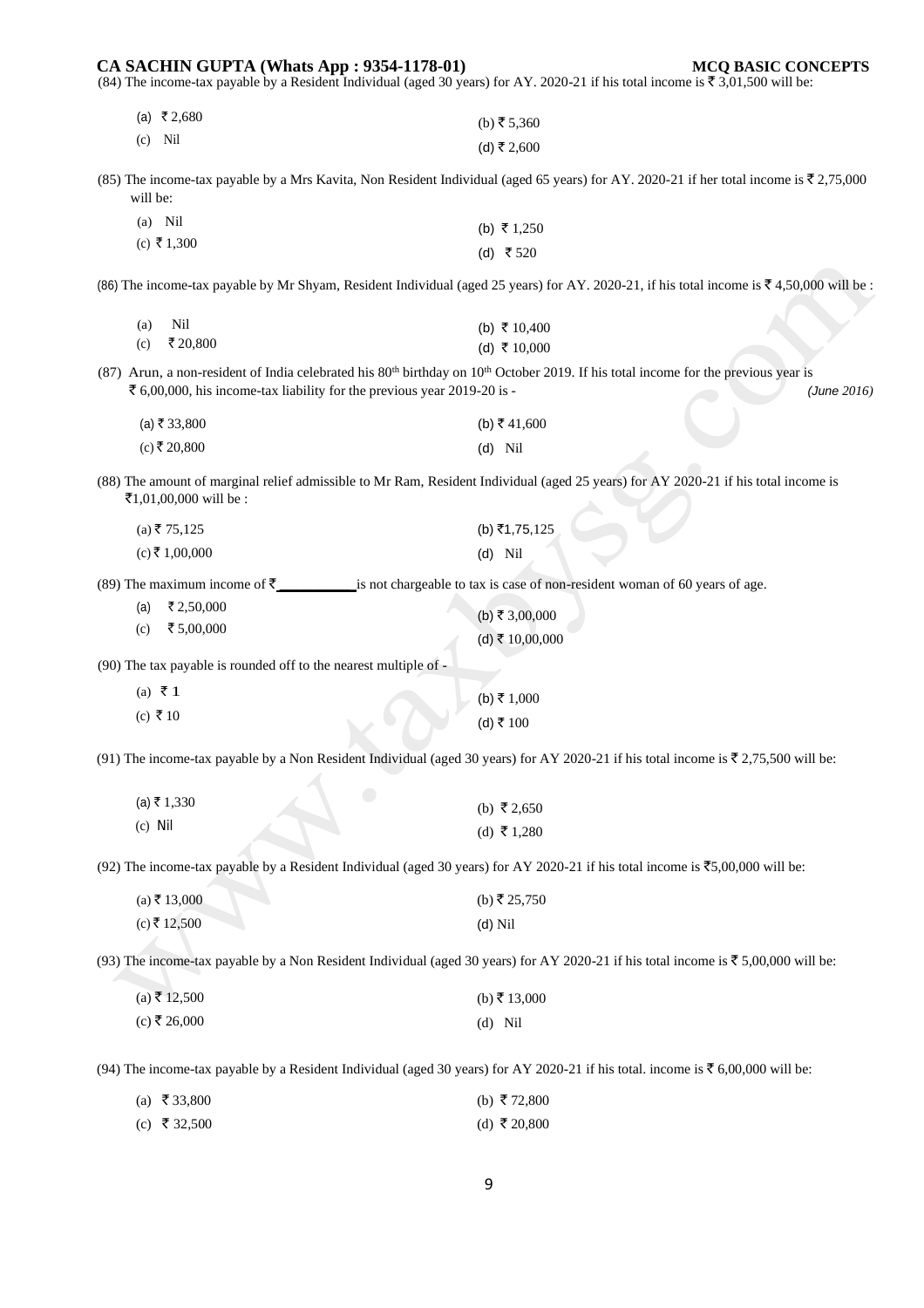(84) The income-tax payable by a Resident Individual (aged 30 years) for AY. 2020-21 if his total income is ₹ 3,01,500 will be:

(a) ₹ 2,680
(b) ₹ 5,360
(c) Nil
(d) ₹ 2,600

(85) The income-tax payable by a Mrs Kavita, Non Resident Individual (aged 65 years) for AY. 2020-21 if her total income is ₹ 2,75,000 will be:

(a) Nil
(b) ₹ 1,250
(c) ₹ 1,300
(d) ₹ 520

(86) The income-tax payable by Mr Shyam, Resident Individual (aged 25 years) for AY. 2020-21, if his total income is ₹ 4,50,000 will be :

(a) Nil
(b) ₹ 10,400
(c) ₹ 20,800
(d) ₹ 10,000

(87) Arun, a non-resident of India celebrated his 80th birthday on 10th October 2019. If his total income for the previous year is ₹ 6,00,000, his income-tax liability for the previous year 2019-20 is - *(June 2016)*

(a) ₹ 33,800
(b) ₹ 41,600
(c) ₹ 20,800
(d) Nil

(88) The amount of marginal relief admissible to Mr Ram, Resident Individual (aged 25 years) for AY 2020-21 if his total income is ₹1,01,00,000 will be :

(a) ₹ 75,125
(b) ₹1,75,125
(c) ₹ 1,00,000
(d) Nil

(89) The maximum income of ₹\_\_\_\_\_\_\_\_\_\_ is not chargeable to tax is case of non-resident woman of 60 years of age.

(a) ₹ 2,50,000
(b) ₹ 3,00,000
(c) ₹ 5,00,000
(d) ₹ 10,00,000

(90) The tax payable is rounded off to the nearest multiple of -

(a) ₹ 1
(b) ₹ 1,000
(c) ₹ 10
(d) ₹ 100

(91) The income-tax payable by a Non Resident Individual (aged 30 years) for AY 2020-21 if his total income is ₹ 2,75,500 will be:

(a) ₹ 1,330
(b) ₹ 2,650
(c) Nil
(d) ₹ 1,280

(92) The income-tax payable by a Resident Individual (aged 30 years) for AY 2020-21 if his total income is ₹5,00,000 will be:

(a) ₹ 13,000
(b) ₹ 25,750
(c) ₹ 12,500
(d) Nil

(93) The income-tax payable by a Non Resident Individual (aged 30 years) for AY 2020-21 if his total income is ₹ 5,00,000 will be:

(a) ₹ 12,500
(b) ₹ 13,000
(c) ₹ 26,000
(d) Nil

(94) The income-tax payable by a Resident Individual (aged 30 years) for AY 2020-21 if his total. income is ₹ 6,00,000 will be:

(a) ₹ 33,800
(b) ₹ 72,800
(c) ₹ 32,500
(d) ₹ 20,800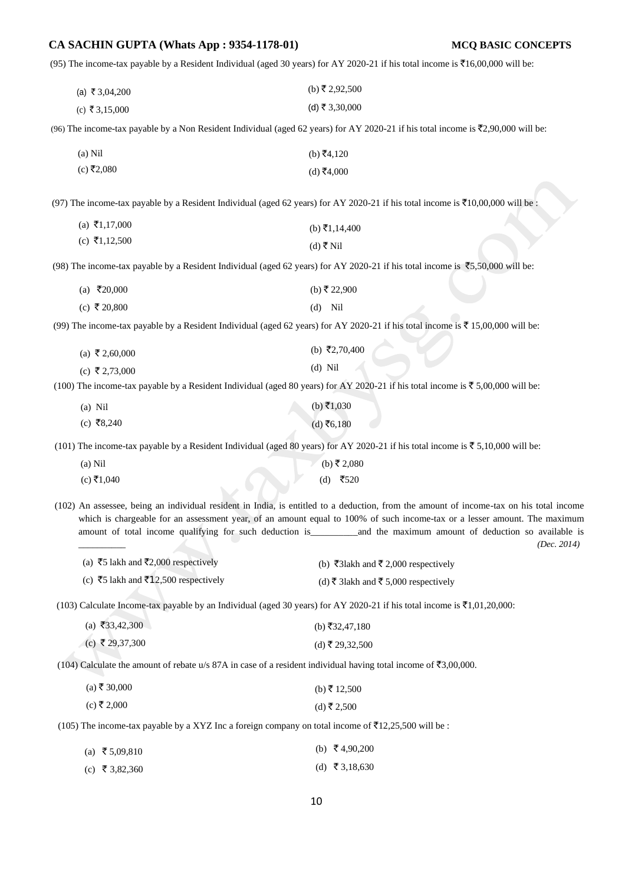(95) The income-tax payable by a Resident Individual (aged 30 years) for AY 2020-21 if his total income is ₹16,00,000 will be:

(a) ₹ 3,04,200 (b) ₹ 2,92,500
(c) ₹ 3,15,000 (d) ₹ 3,30,000

(96) The income-tax payable by a Non Resident Individual (aged 62 years) for AY 2020-21 if his total income is ₹2,90,000 will be:

(a) Nil (b) ₹4,120
(c) ₹2,080 (d) ₹4,000

(97) The income-tax payable by a Resident Individual (aged 62 years) for AY 2020-21 if his total income is ₹10,00,000 will be :

(a) ₹1,17,000 (b) ₹1,14,400
(c) ₹1,12,500 (d) ₹ Nil

(98) The income-tax payable by a Resident Individual (aged 62 years) for AY 2020-21 if his total income is ₹5,50,000 will be:

(a) ₹20,000 (b) ₹ 22,900
(c) ₹ 20,800 (d) Nil

(99) The income-tax payable by a Resident Individual (aged 62 years) for AY 2020-21 if his total income is ₹ 15,00,000 will be:

(a) ₹ 2,60,000 (b) ₹2,70,400
(c) ₹ 2,73,000 (d) Nil

(100) The income-tax payable by a Resident Individual (aged 80 years) for AY 2020-21 if his total income is ₹ 5,00,000 will be:

(a) Nil (b) ₹1,030
(c) ₹8,240 (d) ₹6,180

(101) The income-tax payable by a Resident Individual (aged 80 years) for AY 2020-21 if his total income is ₹ 5,10,000 will be:

(a) Nil (b) ₹ 2,080
(c) ₹1,040 (d) ₹520

(102) An assessee, being an individual resident in India, is entitled to a deduction, from the amount of income-tax on his total income which is chargeable for an assessment year, of an amount equal to 100% of such income-tax or a lesser amount. The maximum amount of total income qualifying for such deduction is__________and the maximum amount of deduction so available is __________ *(Dec. 2014)*

(a) ₹5 lakh and ₹2,000 respectively (b) ₹3lakh and ₹ 2,000 respectively
(c) ₹5 lakh and ₹12,500 respectively (d) ₹ 3lakh and ₹ 5,000 respectively

(103) Calculate Income-tax payable by an Individual (aged 30 years) for AY 2020-21 if his total income is ₹1,01,20,000:

(a) ₹33,42,300 (b) ₹32,47,180
(c) ₹ 29,37,300 (d) ₹ 29,32,500

(104) Calculate the amount of rebate u/s 87A in case of a resident individual having total income of ₹3,00,000.

(a) ₹ 30,000 (b) ₹ 12,500
(c) ₹ 2,000 (d) ₹ 2,500

(105) The income-tax payable by a XYZ Inc a foreign company on total income of ₹12,25,500 will be :

(a) ₹ 5,09,810 (b) ₹ 4,90,200
(c) ₹ 3,82,360 (d) ₹ 3,18,630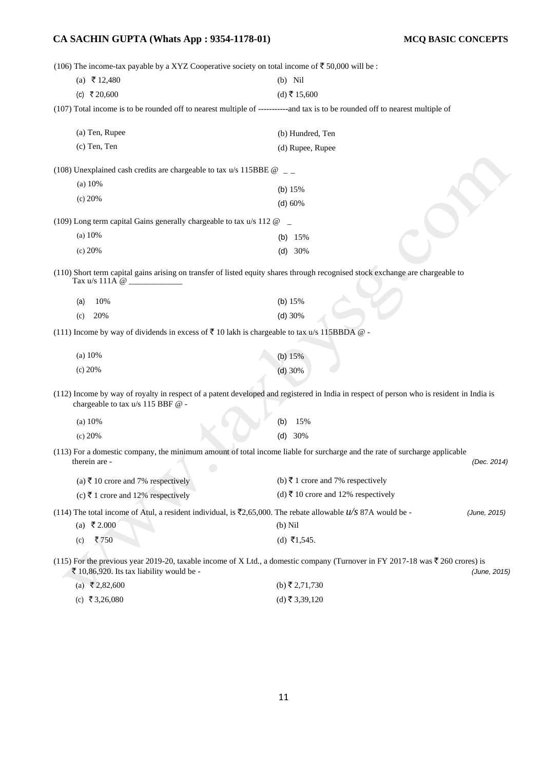(106) The income-tax payable by a XYZ Cooperative society on total income of ₹ 50,000 will be :

(a) ₹ 12,480 (b) Nil

(c) ₹ 20,600 (d) ₹ 15,600

(107) Total income is to be rounded off to nearest multiple of -----------and tax is to be rounded off to nearest multiple of

(a) Ten, Rupee (b) Hundred, Ten

(c) Ten, Ten (d) Rupee, Rupee

(108) Unexplained cash credits are chargeable to tax u/s 115BBE @ _ _

(a) 10% (b) 15%

(c) 20% (d) 60%

(109) Long term capital Gains generally chargeable to tax u/s 112 @ _

(a) 10% (b) 15%

(c) 20% (d) 30%

(110) Short term capital gains arising on transfer of listed equity shares through recognised stock exchange are chargeable to Tax u/s 111A @ _____________

(a) 10% (b) 15%

(c) 20% (d) 30%

(111) Income by way of dividends in excess of ₹ 10 lakh is chargeable to tax u/s 115BBDA @ -

(a) 10% (b) 15%

(c) 20% (d) 30%

(112) Income by way of royalty in respect of a patent developed and registered in India in respect of person who is resident in India is chargeable to tax u/s 115 BBF @ -

(a) 10% (b) 15%

(c) 20% (d) 30%

(113) For a domestic company, the minimum amount of total income liable for surcharge and the rate of surcharge applicable therein are - *(Dec. 2014)*

(a) ₹ 10 crore and 7% respectively (b) ₹ 1 crore and 7% respectively

(c) ₹ 1 crore and 12% respectively (d) ₹ 10 crore and 12% respectively

(114) The total income of Atul, a resident individual, is ₹2,65,000. The rebate allowable *u/s* 87A would be - *(June, 2015)*

(a) ₹ 2.000 (b) Nil

(c) ₹ 750 (d) ₹1,545.

(115) For the previous year 2019-20, taxable income of X Ltd., a domestic company (Turnover in FY 2017-18 was ₹ 260 crores) is ₹ 10,86,920. Its tax liability would be - *(June, 2015)*

(a) ₹ 2,82,600 (b) ₹ 2,71,730

(c) ₹ 3,26,080 (d) ₹ 3,39,120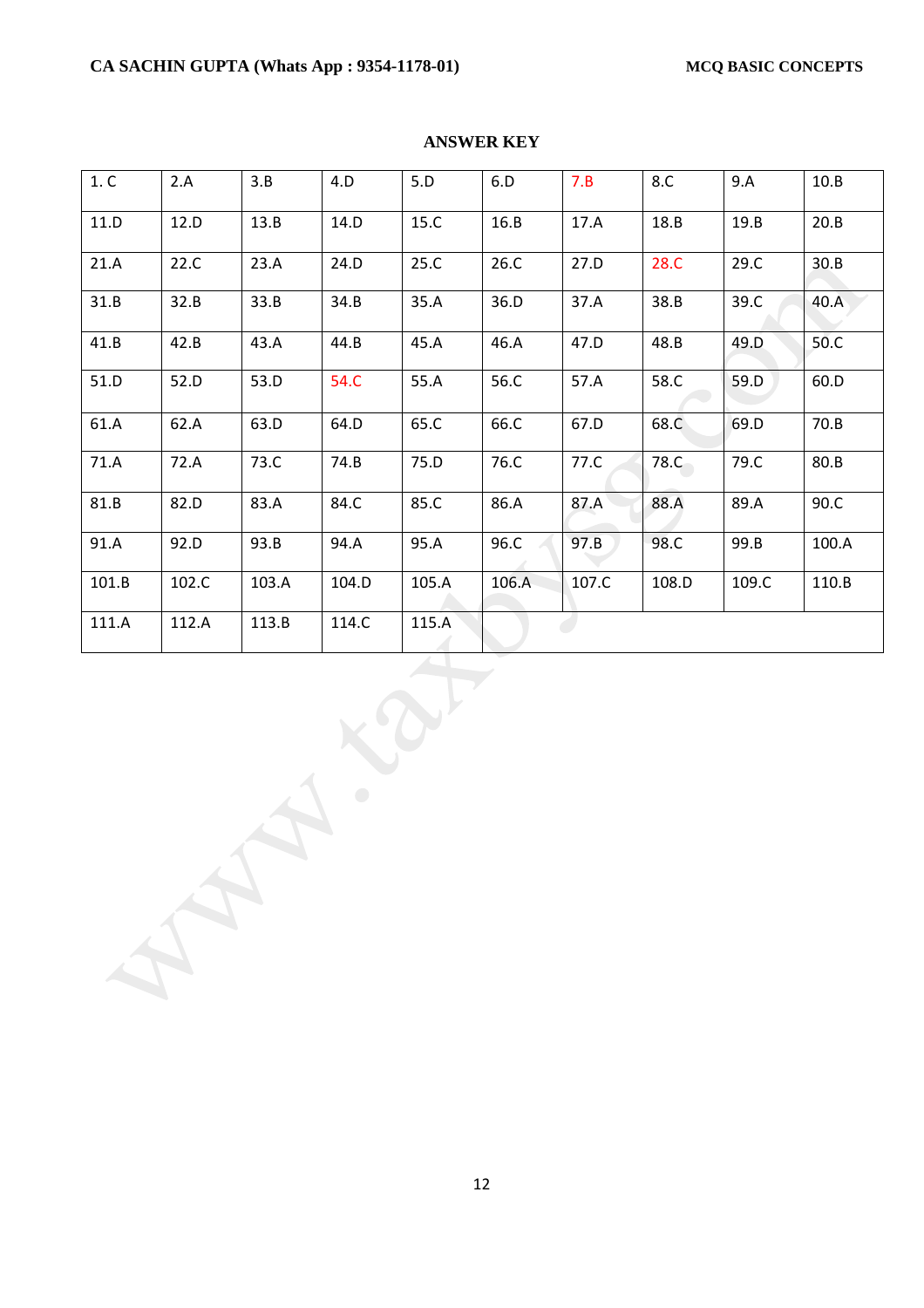**ANSWER KEY**

| | | | | | | | | | |
|---|---|---|---|---|---|---|---|---|---|
| 1. C | 2.A | 3.B | 4.D | 5.D | 6.D | 7.B | 8.C | 9.A | 10.B |
| 11.D | 12.D | 13.B | 14.D | 15.C | 16.B | 17.A | 18.B | 19.B | 20.B |
| 21.A | 22.C | 23.A | 24.D | 25.C | 26.C | 27.D | 28.C | 29.C | 30.B |
| 31.B | 32.B | 33.B | 34.B | 35.A | 36.D | 37.A | 38.B | 39.C | 40.A |
| 41.B | 42.B | 43.A | 44.B | 45.A | 46.A | 47.D | 48.B | 49.D | 50.C |
| 51.D | 52.D | 53.D | 54.C | 55.A | 56.C | 57.A | 58.C | 59.D | 60.D |
| 61.A | 62.A | 63.D | 64.D | 65.C | 66.C | 67.D | 68.C | 69.D | 70.B |
| 71.A | 72.A | 73.C | 74.B | 75.D | 76.C | 77.C | 78.C | 79.C | 80.B |
| 81.B | 82.D | 83.A | 84.C | 85.C | 86.A | 87.A | 88.A | 89.A | 90.C |
| 91.A | 92.D | 93.B | 94.A | 95.A | 96.C | 97.B | 98.C | 99.B | 100.A |
| 101.B | 102.C | 103.A | 104.D | 105.A | 106.A | 107.C | 108.D | 109.C | 110.B |
| 111.A | 112.A | 113.B | 114.C | 115.A | | | | | |